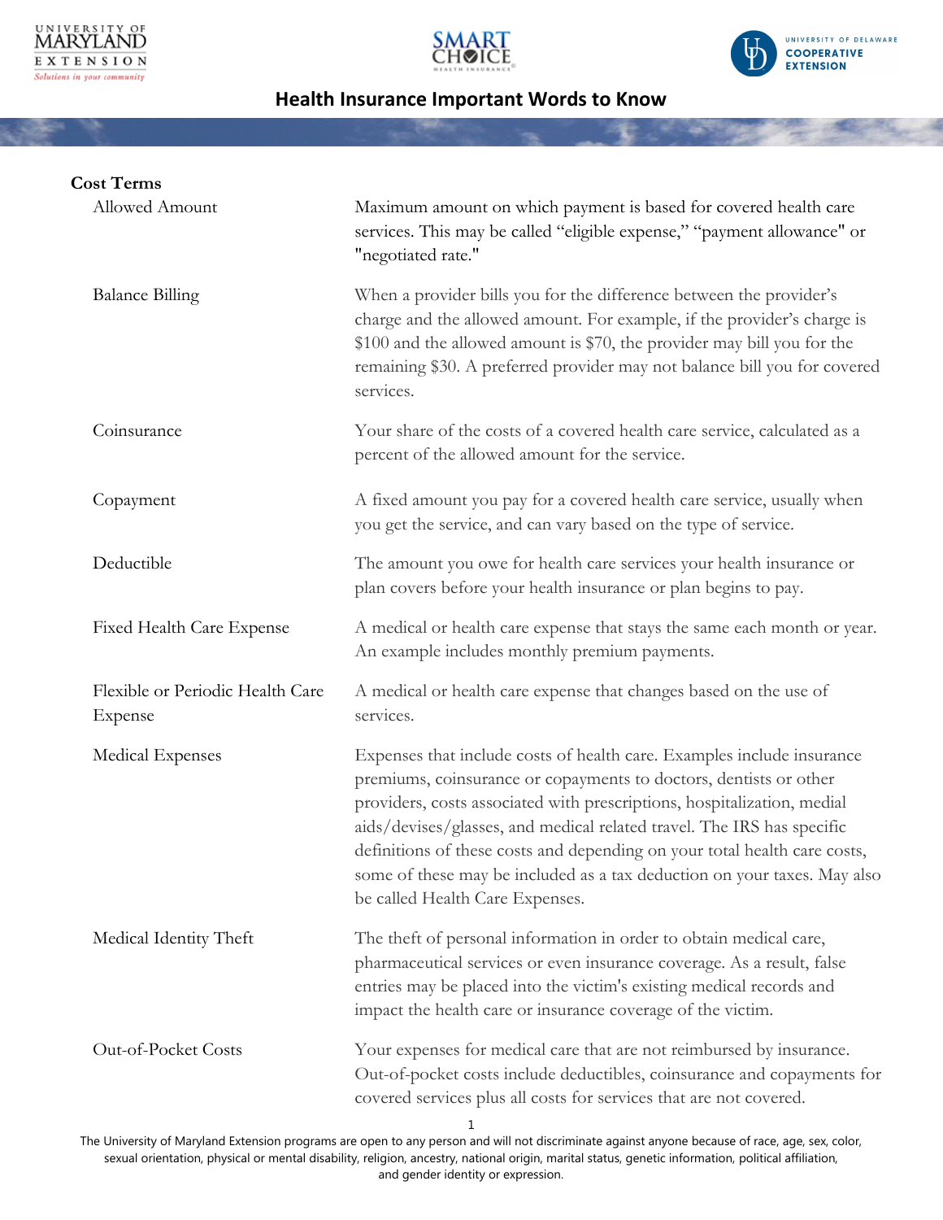# Health Insurance Important Words to Know

## Cost Terms

| Term | Definition |
|---|---|
| Allowed Amount | Maximum amount on which payment is based for covered health care services. This may be called "eligible expense," "payment allowance" or "negotiated rate." |
| Balance Billing | When a provider bills you for the difference between the provider's charge and the allowed amount. For example, if the provider's charge is $100 and the allowed amount is $70, the provider may bill you for the remaining $30. A preferred provider may not balance bill you for covered services. |
| Coinsurance | Your share of the costs of a covered health care service, calculated as a percent of the allowed amount for the service. |
| Copayment | A fixed amount you pay for a covered health care service, usually when you get the service, and can vary based on the type of service. |
| Deductible | The amount you owe for health care services your health insurance or plan covers before your health insurance or plan begins to pay. |
| Fixed Health Care Expense | A medical or health care expense that stays the same each month or year. An example includes monthly premium payments. |
| Flexible or Periodic Health Care Expense | A medical or health care expense that changes based on the use of services. |
| Medical Expenses | Expenses that include costs of health care. Examples include insurance premiums, coinsurance or copayments to doctors, dentists or other providers, costs associated with prescriptions, hospitalization, medial aids/devises/glasses, and medical related travel. The IRS has specific definitions of these costs and depending on your total health care costs, some of these may be included as a tax deduction on your taxes. May also be called Health Care Expenses. |
| Medical Identity Theft | The theft of personal information in order to obtain medical care, pharmaceutical services or even insurance coverage. As a result, false entries may be placed into the victim's existing medical records and impact the health care or insurance coverage of the victim. |
| Out-of-Pocket Costs | Your expenses for medical care that are not reimbursed by insurance. Out-of-pocket costs include deductibles, coinsurance and copayments for covered services plus all costs for services that are not covered. |

The University of Maryland Extension programs are open to any person and will not discriminate against anyone because of race, age, sex, color, sexual orientation, physical or mental disability, religion, ancestry, national origin, marital status, genetic information, political affiliation, and gender identity or expression.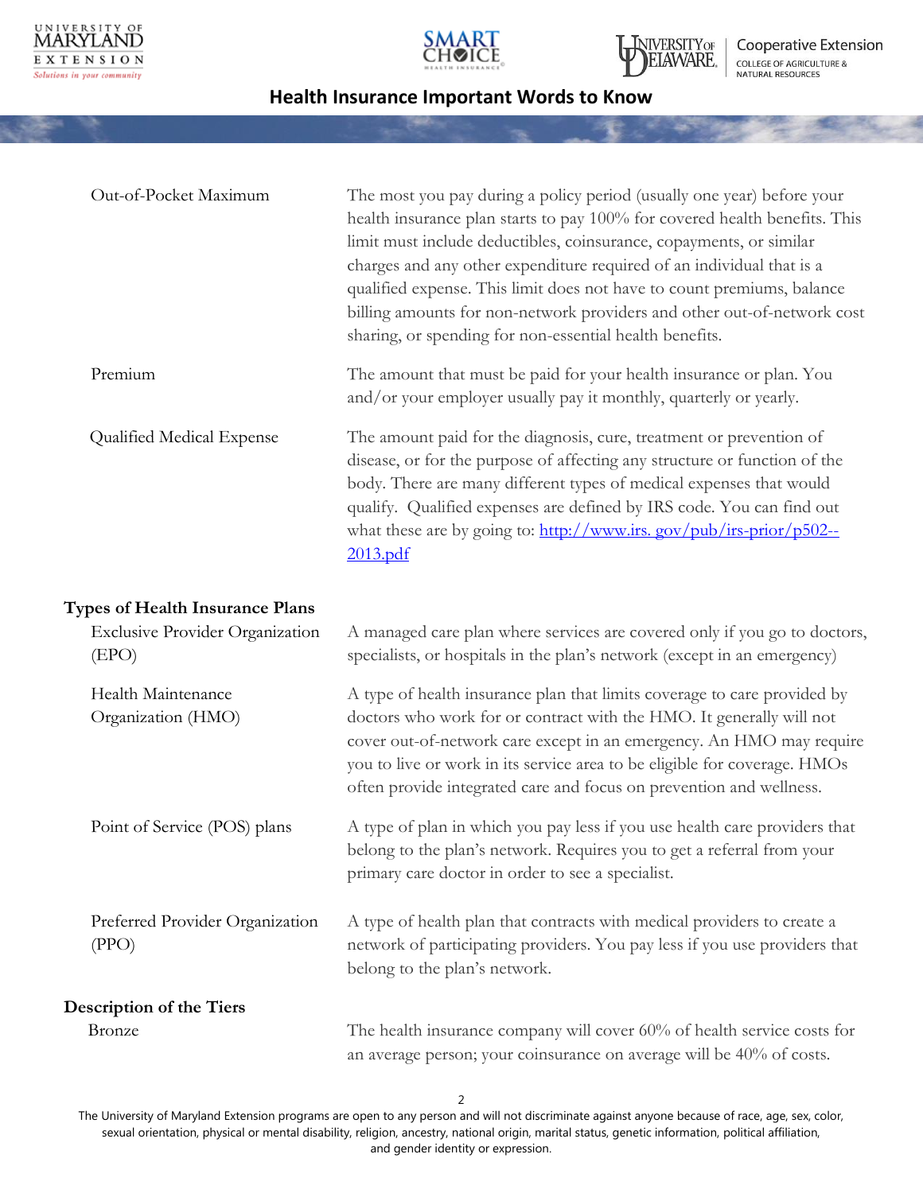| | |
|---|---|
| Out-of-Pocket Maximum | The most you pay during a policy period (usually one year) before your health insurance plan starts to pay 100% for covered health benefits. This limit must include deductibles, coinsurance, copayments, or similar charges and any other expenditure required of an individual that is a qualified expense. This limit does not have to count premiums, balance billing amounts for non-network providers and other out-of-network cost sharing, or spending for non-essential health benefits. |
| Premium | The amount that must be paid for your health insurance or plan. You and/or your employer usually pay it monthly, quarterly or yearly. |
| Qualified Medical Expense | The amount paid for the diagnosis, cure, treatment or prevention of disease, or for the purpose of affecting any structure or function of the body. There are many different types of medical expenses that would qualify. Qualified expenses are defined by IRS code. You can find out what these are by going to: [http://www.irs. gov/pub/irs-prior/p502--2013.pdf](http://www.irs.gov/pub/irs-prior/p502--2013.pdf) |

**Types of Health Insurance Plans**

| | |
|---|---|
| Exclusive Provider Organization (EPO) | A managed care plan where services are covered only if you go to doctors, specialists, or hospitals in the plan's network (except in an emergency) |
| Health Maintenance Organization (HMO) | A type of health insurance plan that limits coverage to care provided by doctors who work for or contract with the HMO. It generally will not cover out-of-network care except in an emergency. An HMO may require you to live or work in its service area to be eligible for coverage. HMOs often provide integrated care and focus on prevention and wellness. |
| Point of Service (POS) plans | A type of plan in which you pay less if you use health care providers that belong to the plan's network. Requires you to get a referral from your primary care doctor in order to see a specialist. |
| Preferred Provider Organization (PPO) | A type of health plan that contracts with medical providers to create a network of participating providers. You pay less if you use providers that belong to the plan's network. |

**Description of the Tiers**

| | |
|---|---|
| Bronze | The health insurance company will cover 60% of health service costs for an average person; your coinsurance on average will be 40% of costs. |

The University of Maryland Extension programs are open to any person and will not discriminate against anyone because of race, age, sex, color, sexual orientation, physical or mental disability, religion, ancestry, national origin, marital status, genetic information, political affiliation, and gender identity or expression.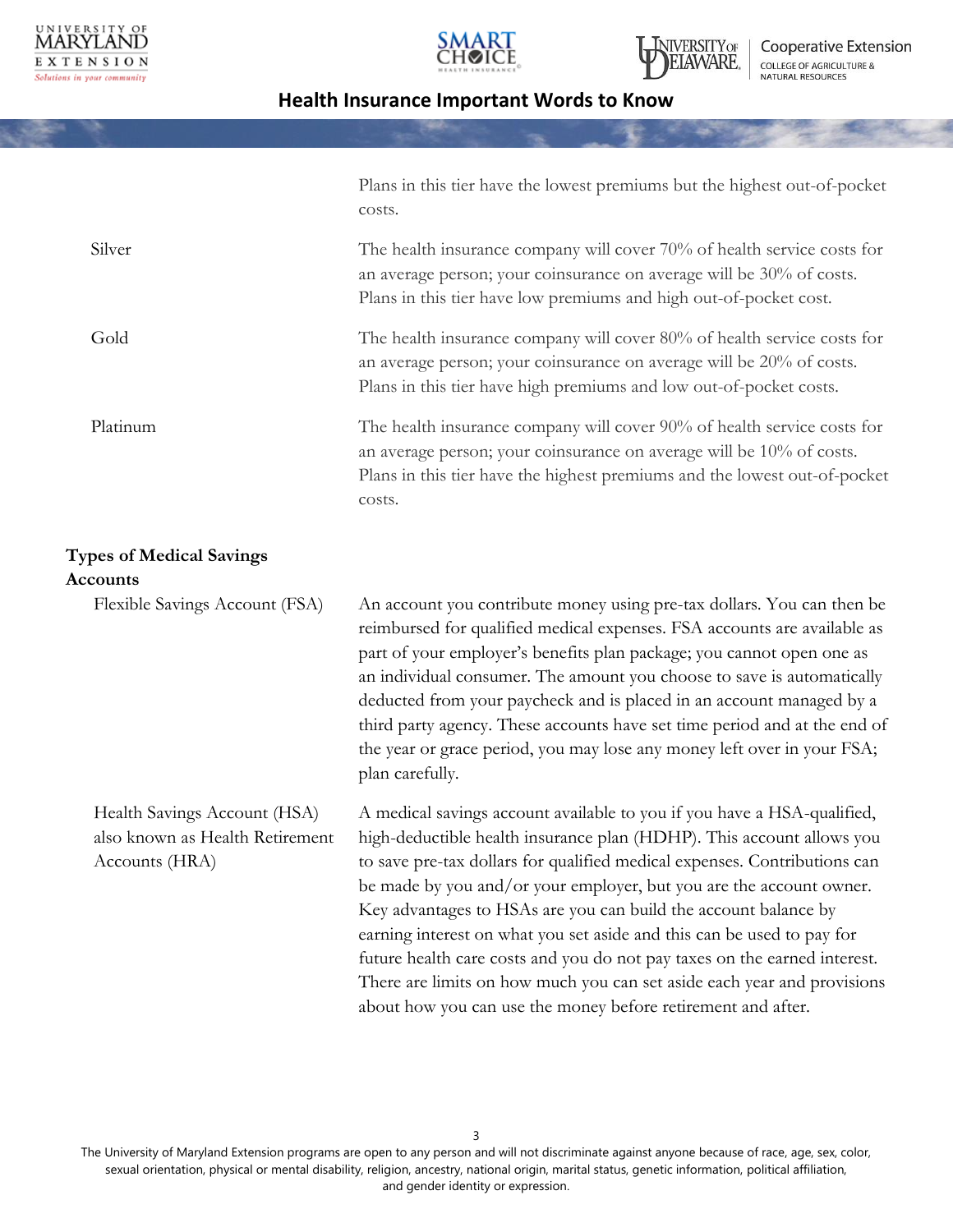| | |
|---|---|
| | Plans in this tier have the lowest premiums but the highest out-of-pocket costs. |
| Silver | The health insurance company will cover 70% of health service costs for an average person; your coinsurance on average will be 30% of costs. Plans in this tier have low premiums and high out-of-pocket cost. |
| Gold | The health insurance company will cover 80% of health service costs for an average person; your coinsurance on average will be 20% of costs. Plans in this tier have high premiums and low out-of-pocket costs. |
| Platinum | The health insurance company will cover 90% of health service costs for an average person; your coinsurance on average will be 10% of costs. Plans in this tier have the highest premiums and the lowest out-of-pocket costs. |

**Types of Medical Savings Accounts**

| | |
|---|---|
| Flexible Savings Account (FSA) | An account you contribute money using pre-tax dollars. You can then be reimbursed for qualified medical expenses. FSA accounts are available as part of your employer's benefits plan package; you cannot open one as an individual consumer. The amount you choose to save is automatically deducted from your paycheck and is placed in an account managed by a third party agency. These accounts have set time period and at the end of the year or grace period, you may lose any money left over in your FSA; plan carefully. |
| Health Savings Account (HSA) also known as Health Retirement Accounts (HRA) | A medical savings account available to you if you have a HSA-qualified, high-deductible health insurance plan (HDHP). This account allows you to save pre-tax dollars for qualified medical expenses. Contributions can be made by you and/or your employer, but you are the account owner. Key advantages to HSAs are you can build the account balance by earning interest on what you set aside and this can be used to pay for future health care costs and you do not pay taxes on the earned interest. There are limits on how much you can set aside each year and provisions about how you can use the money before retirement and after. |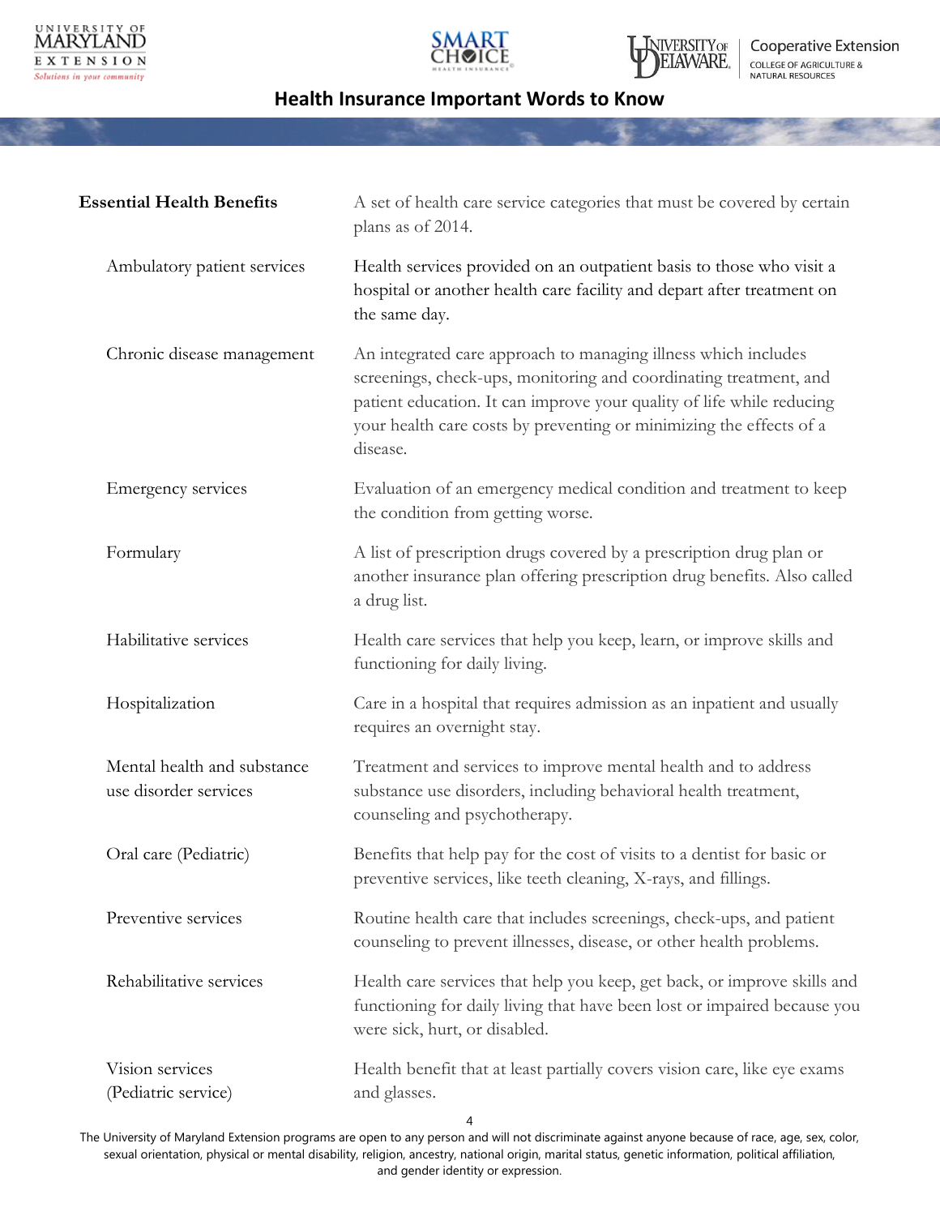## Health Insurance Important Words to Know

| Term | Definition |
| --- | --- |
| **Essential Health Benefits** | A set of health care service categories that must be covered by certain plans as of 2014. |
| Ambulatory patient services | Health services provided on an outpatient basis to those who visit a hospital or another health care facility and depart after treatment on the same day. |
| Chronic disease management | An integrated care approach to managing illness which includes screenings, check-ups, monitoring and coordinating treatment, and patient education. It can improve your quality of life while reducing your health care costs by preventing or minimizing the effects of a disease. |
| Emergency services | Evaluation of an emergency medical condition and treatment to keep the condition from getting worse. |
| Formulary | A list of prescription drugs covered by a prescription drug plan or another insurance plan offering prescription drug benefits. Also called a drug list. |
| Habilitative services | Health care services that help you keep, learn, or improve skills and functioning for daily living. |
| Hospitalization | Care in a hospital that requires admission as an inpatient and usually requires an overnight stay. |
| Mental health and substance use disorder services | Treatment and services to improve mental health and to address substance use disorders, including behavioral health treatment, counseling and psychotherapy. |
| Oral care (Pediatric) | Benefits that help pay for the cost of visits to a dentist for basic or preventive services, like teeth cleaning, X-rays, and fillings. |
| Preventive services | Routine health care that includes screenings, check-ups, and patient counseling to prevent illnesses, disease, or other health problems. |
| Rehabilitative services | Health care services that help you keep, get back, or improve skills and functioning for daily living that have been lost or impaired because you were sick, hurt, or disabled. |
| Vision services (Pediatric service) | Health benefit that at least partially covers vision care, like eye exams and glasses. |

The University of Maryland Extension programs are open to any person and will not discriminate against anyone because of race, age, sex, color, sexual orientation, physical or mental disability, religion, ancestry, national origin, marital status, genetic information, political affiliation, and gender identity or expression.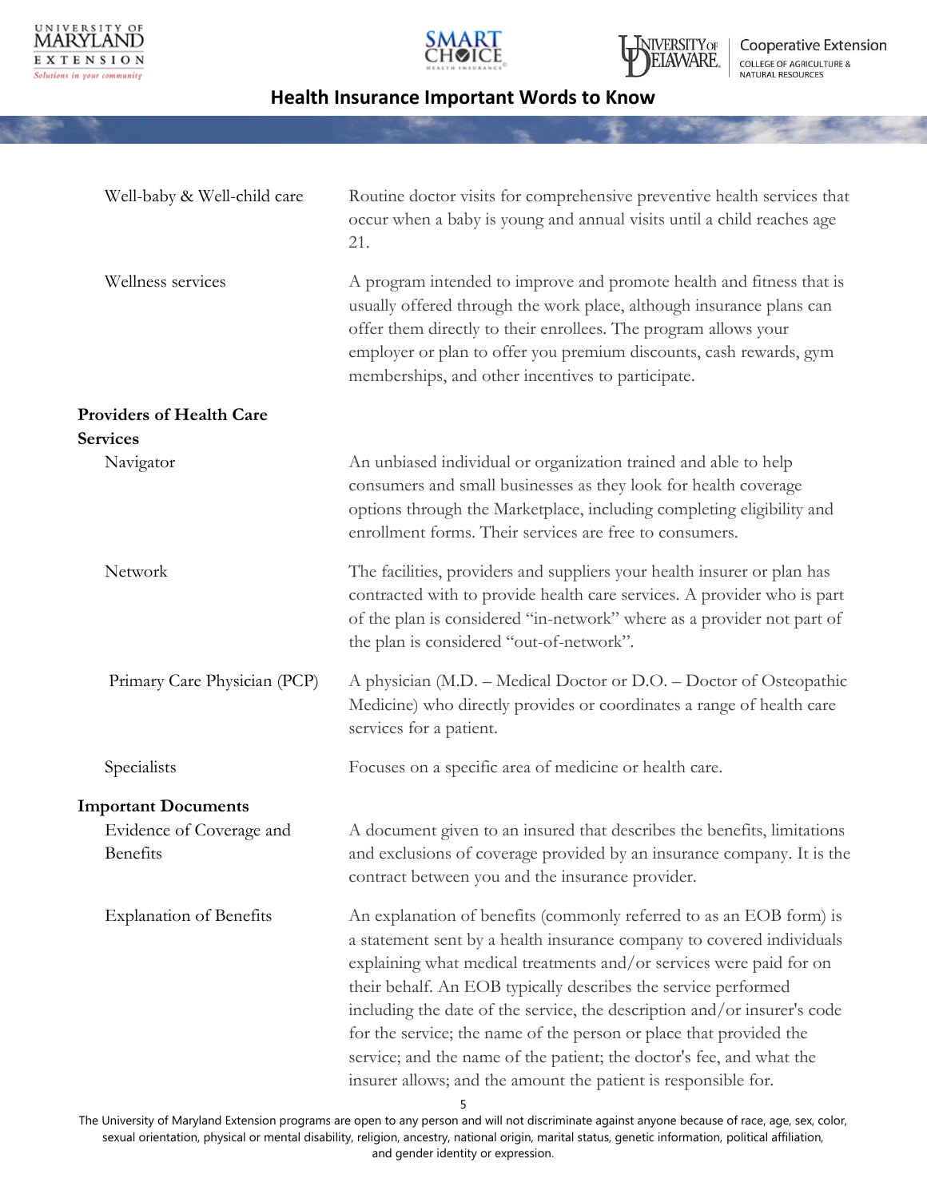| | |
|---|---|
| Well-baby & Well-child care | Routine doctor visits for comprehensive preventive health services that occur when a baby is young and annual visits until a child reaches age 21. |
| Wellness services | A program intended to improve and promote health and fitness that is usually offered through the work place, although insurance plans can offer them directly to their enrollees. The program allows your employer or plan to offer you premium discounts, cash rewards, gym memberships, and other incentives to participate. |

**Providers of Health Care Services**

| | |
|---|---|
| Navigator | An unbiased individual or organization trained and able to help consumers and small businesses as they look for health coverage options through the Marketplace, including completing eligibility and enrollment forms. Their services are free to consumers. |
| Network | The facilities, providers and suppliers your health insurer or plan has contracted with to provide health care services. A provider who is part of the plan is considered "in-network" where as a provider not part of the plan is considered "out-of-network". |
| Primary Care Physician (PCP) | A physician (M.D. – Medical Doctor or D.O. – Doctor of Osteopathic Medicine) who directly provides or coordinates a range of health care services for a patient. |
| Specialists | Focuses on a specific area of medicine or health care. |

**Important Documents**

| | |
|---|---|
| Evidence of Coverage and Benefits | A document given to an insured that describes the benefits, limitations and exclusions of coverage provided by an insurance company. It is the contract between you and the insurance provider. |
| Explanation of Benefits | An explanation of benefits (commonly referred to as an EOB form) is a statement sent by a health insurance company to covered individuals explaining what medical treatments and/or services were paid for on their behalf. An EOB typically describes the service performed including the date of the service, the description and/or insurer's code for the service; the name of the person or place that provided the service; and the name of the patient; the doctor's fee, and what the insurer allows; and the amount the patient is responsible for. |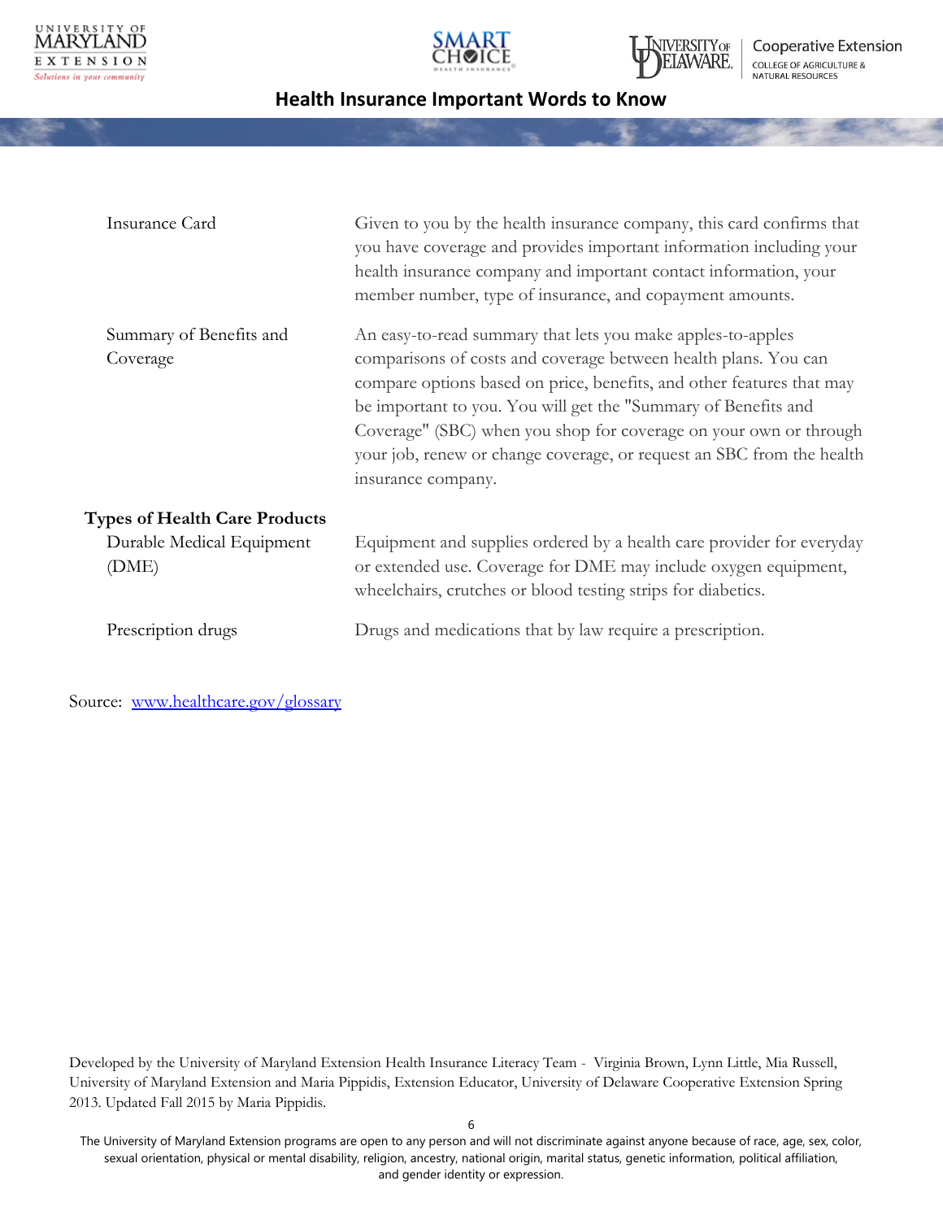| | |
|---|---|
| Insurance Card | Given to you by the health insurance company, this card confirms that you have coverage and provides important information including your health insurance company and important contact information, your member number, type of insurance, and copayment amounts. |
| Summary of Benefits and Coverage | An easy-to-read summary that lets you make apples-to-apples comparisons of costs and coverage between health plans. You can compare options based on price, benefits, and other features that may be important to you. You will get the "Summary of Benefits and Coverage" (SBC) when you shop for coverage on your own or through your job, renew or change coverage, or request an SBC from the health insurance company. |

**Types of Health Care Products**

| | |
|---|---|
| Durable Medical Equipment (DME) | Equipment and supplies ordered by a health care provider for everyday or extended use. Coverage for DME may include oxygen equipment, wheelchairs, crutches or blood testing strips for diabetics. |
| Prescription drugs | Drugs and medications that by law require a prescription. |

Source: [www.healthcare.gov/glossary](http://www.healthcare.gov/glossary)

Developed by the University of Maryland Extension Health Insurance Literacy Team - Virginia Brown, Lynn Little, Mia Russell, University of Maryland Extension and Maria Pippidis, Extension Educator, University of Delaware Cooperative Extension Spring 2013. Updated Fall 2015 by Maria Pippidis.

The University of Maryland Extension programs are open to any person and will not discriminate against anyone because of race, age, sex, color, sexual orientation, physical or mental disability, religion, ancestry, national origin, marital status, genetic information, political affiliation, and gender identity or expression.